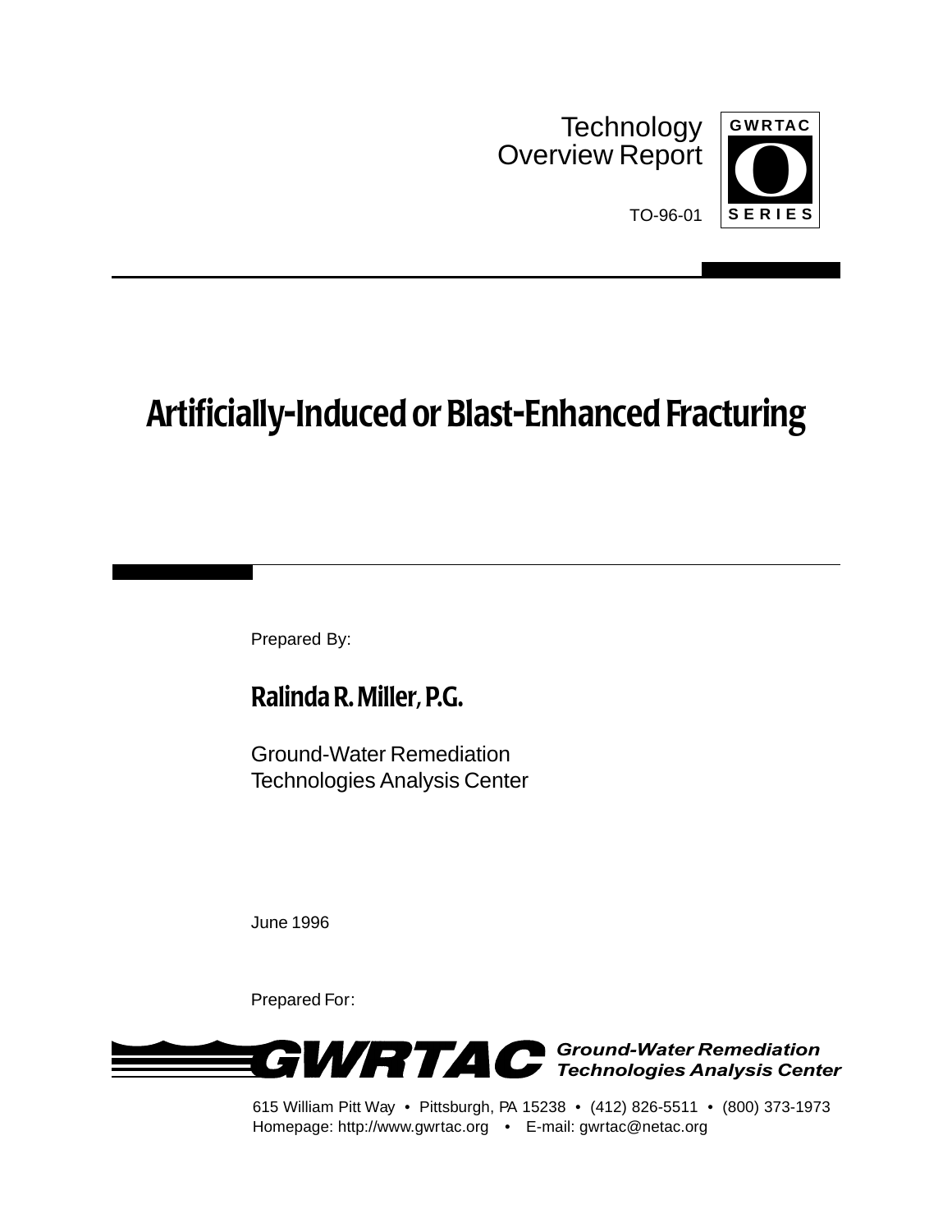Technology Overview Report

GWRTAC

O

SERIES

TO-96-01

# Artificially-Induced or Blast-Enhanced Fracturing

Prepared By:

**Ralinda R. Miller, P.G.**

Ground-Water Remediation Technologies Analysis Center

June 1996

Prepared For:

**GWRTAC** *Ground-Water Remediation Technologies Analysis Center*

615 William Pitt Way • Pittsburgh, PA 15238 • (412) 826-5511 • (800) 373-1973
Homepage: http://www.gwrtac.org • E-mail: gwrtac@netac.org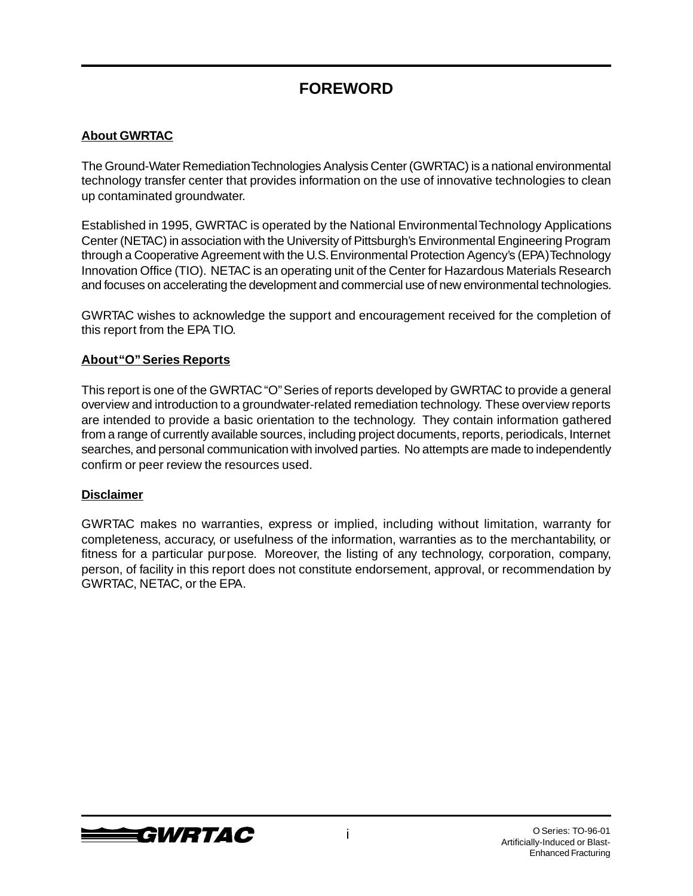# FOREWORD

**About GWRTAC**

The Ground-Water Remediation Technologies Analysis Center (GWRTAC) is a national environmental technology transfer center that provides information on the use of innovative technologies to clean up contaminated groundwater.

Established in 1995, GWRTAC is operated by the National Environmental Technology Applications Center (NETAC) in association with the University of Pittsburgh's Environmental Engineering Program through a Cooperative Agreement with the U.S. Environmental Protection Agency's (EPA) Technology Innovation Office (TIO). NETAC is an operating unit of the Center for Hazardous Materials Research and focuses on accelerating the development and commercial use of new environmental technologies.

GWRTAC wishes to acknowledge the support and encouragement received for the completion of this report from the EPA TIO.

**About "O" Series Reports**

This report is one of the GWRTAC "O" Series of reports developed by GWRTAC to provide a general overview and introduction to a groundwater-related remediation technology. These overview reports are intended to provide a basic orientation to the technology. They contain information gathered from a range of currently available sources, including project documents, reports, periodicals, Internet searches, and personal communication with involved parties. No attempts are made to independently confirm or peer review the resources used.

**Disclaimer**

GWRTAC makes no warranties, express or implied, including without limitation, warranty for completeness, accuracy, or usefulness of the information, warranties as to the merchantability, or fitness for a particular purpose. Moreover, the listing of any technology, corporation, company, person, of facility in this report does not constitute endorsement, approval, or recommendation by GWRTAC, NETAC, or the EPA.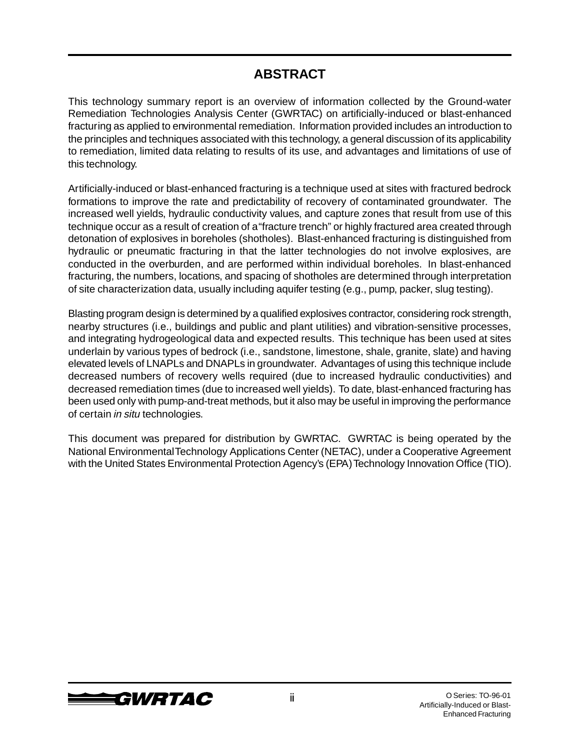# ABSTRACT

This technology summary report is an overview of information collected by the Ground-water Remediation Technologies Analysis Center (GWRTAC) on artificially-induced or blast-enhanced fracturing as applied to environmental remediation. Information provided includes an introduction to the principles and techniques associated with this technology, a general discussion of its applicability to remediation, limited data relating to results of its use, and advantages and limitations of use of this technology.

Artificially-induced or blast-enhanced fracturing is a technique used at sites with fractured bedrock formations to improve the rate and predictability of recovery of contaminated groundwater. The increased well yields, hydraulic conductivity values, and capture zones that result from use of this technique occur as a result of creation of a "fracture trench" or highly fractured area created through detonation of explosives in boreholes (shotholes). Blast-enhanced fracturing is distinguished from hydraulic or pneumatic fracturing in that the latter technologies do not involve explosives, are conducted in the overburden, and are performed within individual boreholes. In blast-enhanced fracturing, the numbers, locations, and spacing of shotholes are determined through interpretation of site characterization data, usually including aquifer testing (e.g., pump, packer, slug testing).

Blasting program design is determined by a qualified explosives contractor, considering rock strength, nearby structures (i.e., buildings and public and plant utilities) and vibration-sensitive processes, and integrating hydrogeological data and expected results. This technique has been used at sites underlain by various types of bedrock (i.e., sandstone, limestone, shale, granite, slate) and having elevated levels of LNAPLs and DNAPLs in groundwater. Advantages of using this technique include decreased numbers of recovery wells required (due to increased hydraulic conductivities) and decreased remediation times (due to increased well yields). To date, blast-enhanced fracturing has been used only with pump-and-treat methods, but it also may be useful in improving the performance of certain *in situ* technologies.

This document was prepared for distribution by GWRTAC. GWRTAC is being operated by the National Environmental Technology Applications Center (NETAC), under a Cooperative Agreement with the United States Environmental Protection Agency's (EPA) Technology Innovation Office (TIO).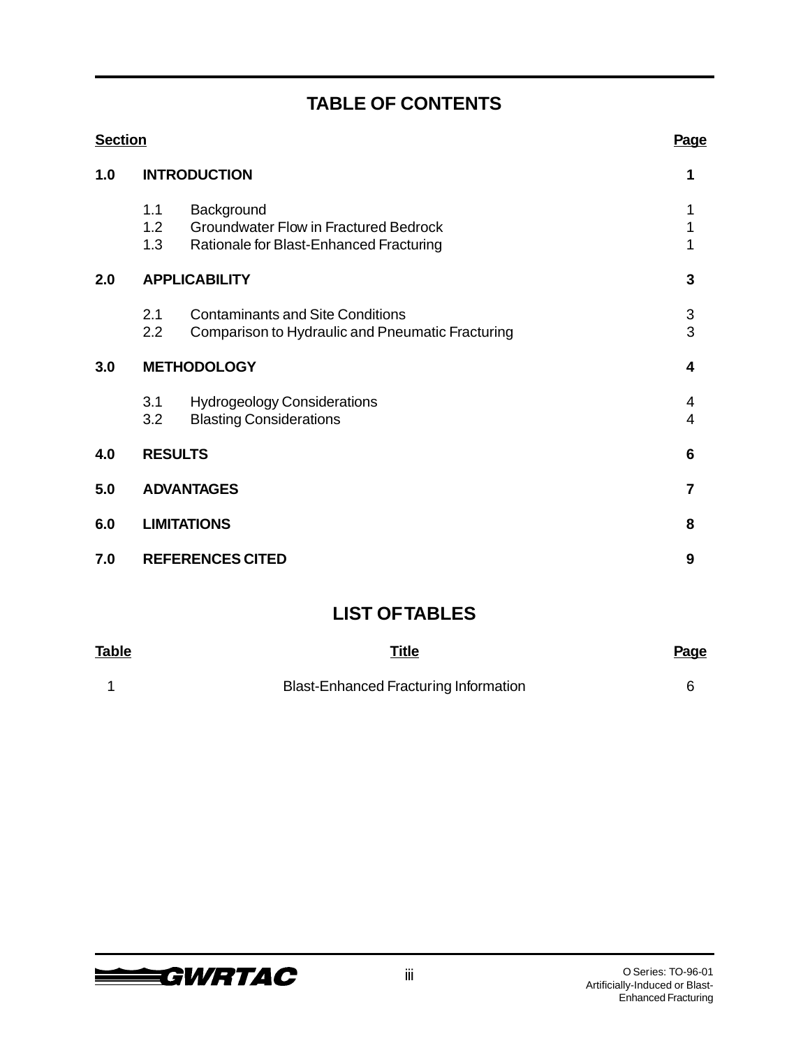## TABLE OF CONTENTS

| Section | | | Page |
|---|---|---|---|
| **1.0** | **INTRODUCTION** | | **1** |
| | 1.1 | Background | 1 |
| | 1.2 | Groundwater Flow in Fractured Bedrock | 1 |
| | 1.3 | Rationale for Blast-Enhanced Fracturing | 1 |
| **2.0** | **APPLICABILITY** | | **3** |
| | 2.1 | Contaminants and Site Conditions | 3 |
| | 2.2 | Comparison to Hydraulic and Pneumatic Fracturing | 3 |
| **3.0** | **METHODOLOGY** | | **4** |
| | 3.1 | Hydrogeology Considerations | 4 |
| | 3.2 | Blasting Considerations | 4 |
| **4.0** | **RESULTS** | | **6** |
| **5.0** | **ADVANTAGES** | | **7** |
| **6.0** | **LIMITATIONS** | | **8** |
| **7.0** | **REFERENCES CITED** | | **9** |

## LIST OF TABLES

| Table | Title | Page |
|---|---|---|
| 1 | Blast-Enhanced Fracturing Information | 6 |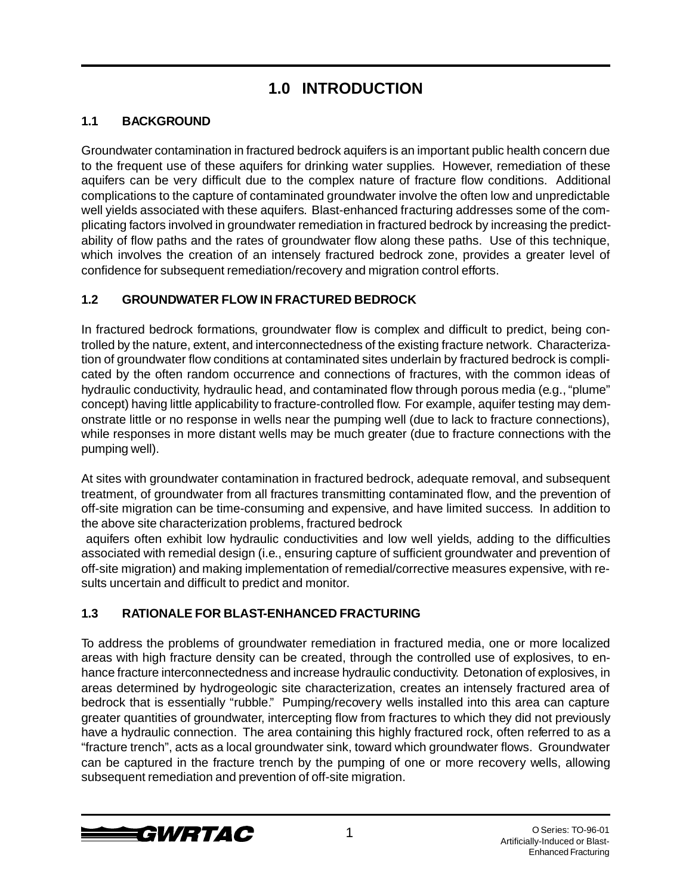# 1.0 INTRODUCTION

## 1.1 BACKGROUND

Groundwater contamination in fractured bedrock aquifers is an important public health concern due to the frequent use of these aquifers for drinking water supplies. However, remediation of these aquifers can be very difficult due to the complex nature of fracture flow conditions. Additional complications to the capture of contaminated groundwater involve the often low and unpredictable well yields associated with these aquifers. Blast-enhanced fracturing addresses some of the complicating factors involved in groundwater remediation in fractured bedrock by increasing the predictability of flow paths and the rates of groundwater flow along these paths. Use of this technique, which involves the creation of an intensely fractured bedrock zone, provides a greater level of confidence for subsequent remediation/recovery and migration control efforts.

## 1.2 GROUNDWATER FLOW IN FRACTURED BEDROCK

In fractured bedrock formations, groundwater flow is complex and difficult to predict, being controlled by the nature, extent, and interconnectedness of the existing fracture network. Characterization of groundwater flow conditions at contaminated sites underlain by fractured bedrock is complicated by the often random occurrence and connections of fractures, with the common ideas of hydraulic conductivity, hydraulic head, and contaminated flow through porous media (e.g., "plume" concept) having little applicability to fracture-controlled flow. For example, aquifer testing may demonstrate little or no response in wells near the pumping well (due to lack to fracture connections), while responses in more distant wells may be much greater (due to fracture connections with the pumping well).

At sites with groundwater contamination in fractured bedrock, adequate removal, and subsequent treatment, of groundwater from all fractures transmitting contaminated flow, and the prevention of off-site migration can be time-consuming and expensive, and have limited success. In addition to the above site characterization problems, fractured bedrock aquifers often exhibit low hydraulic conductivities and low well yields, adding to the difficulties associated with remedial design (i.e., ensuring capture of sufficient groundwater and prevention of off-site migration) and making implementation of remedial/corrective measures expensive, with results uncertain and difficult to predict and monitor.

## 1.3 RATIONALE FOR BLAST-ENHANCED FRACTURING

To address the problems of groundwater remediation in fractured media, one or more localized areas with high fracture density can be created, through the controlled use of explosives, to enhance fracture interconnectedness and increase hydraulic conductivity. Detonation of explosives, in areas determined by hydrogeologic site characterization, creates an intensely fractured area of bedrock that is essentially "rubble." Pumping/recovery wells installed into this area can capture greater quantities of groundwater, intercepting flow from fractures to which they did not previously have a hydraulic connection. The area containing this highly fractured rock, often referred to as a "fracture trench", acts as a local groundwater sink, toward which groundwater flows. Groundwater can be captured in the fracture trench by the pumping of one or more recovery wells, allowing subsequent remediation and prevention of off-site migration.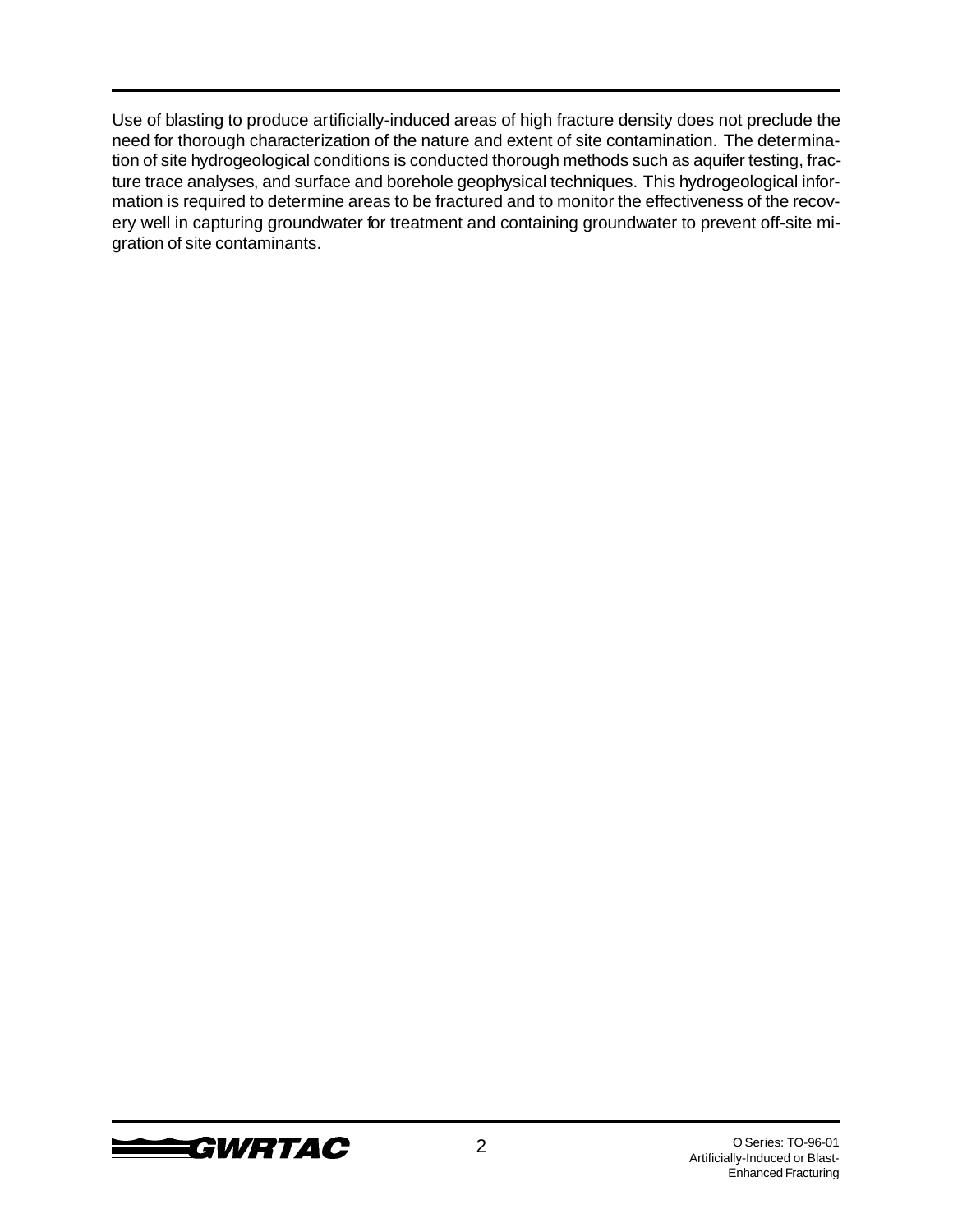Use of blasting to produce artificially-induced areas of high fracture density does not preclude the need for thorough characterization of the nature and extent of site contamination. The determination of site hydrogeological conditions is conducted thorough methods such as aquifer testing, fracture trace analyses, and surface and borehole geophysical techniques. This hydrogeological information is required to determine areas to be fractured and to monitor the effectiveness of the recovery well in capturing groundwater for treatment and containing groundwater to prevent off-site migration of site contaminants.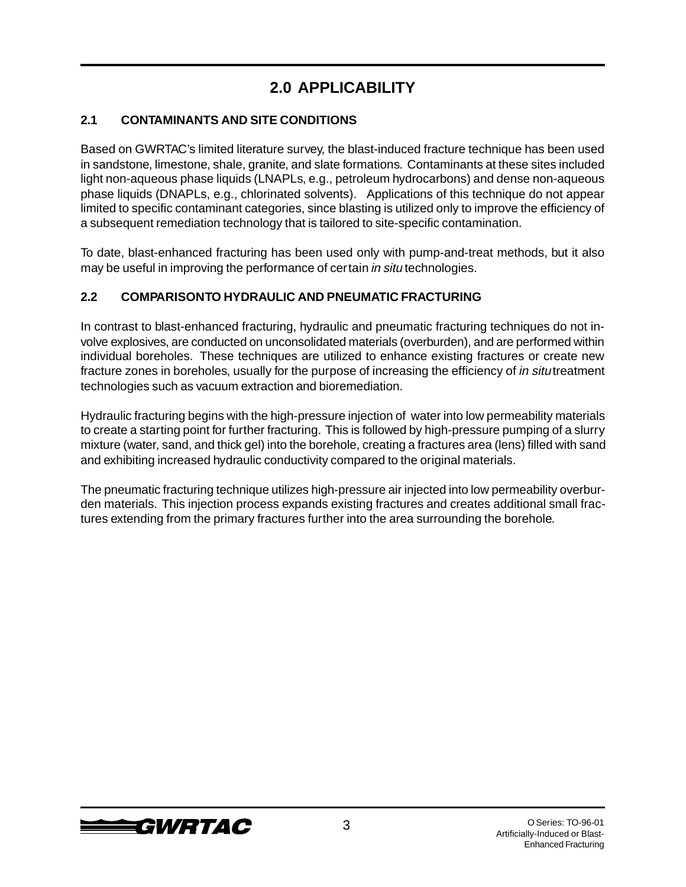# 2.0 APPLICABILITY

## 2.1 CONTAMINANTS AND SITE CONDITIONS

Based on GWRTAC's limited literature survey, the blast-induced fracture technique has been used in sandstone, limestone, shale, granite, and slate formations. Contaminants at these sites included light non-aqueous phase liquids (LNAPLs, e.g., petroleum hydrocarbons) and dense non-aqueous phase liquids (DNAPLs, e.g., chlorinated solvents). Applications of this technique do not appear limited to specific contaminant categories, since blasting is utilized only to improve the efficiency of a subsequent remediation technology that is tailored to site-specific contamination.

To date, blast-enhanced fracturing has been used only with pump-and-treat methods, but it also may be useful in improving the performance of certain *in situ* technologies.

## 2.2 COMPARISONTO HYDRAULIC AND PNEUMATIC FRACTURING

In contrast to blast-enhanced fracturing, hydraulic and pneumatic fracturing techniques do not involve explosives, are conducted on unconsolidated materials (overburden), and are performed within individual boreholes. These techniques are utilized to enhance existing fractures or create new fracture zones in boreholes, usually for the purpose of increasing the efficiency of *in situ* treatment technologies such as vacuum extraction and bioremediation.

Hydraulic fracturing begins with the high-pressure injection of water into low permeability materials to create a starting point for further fracturing. This is followed by high-pressure pumping of a slurry mixture (water, sand, and thick gel) into the borehole, creating a fractures area (lens) filled with sand and exhibiting increased hydraulic conductivity compared to the original materials.

The pneumatic fracturing technique utilizes high-pressure air injected into low permeability overburden materials. This injection process expands existing fractures and creates additional small fractures extending from the primary fractures further into the area surrounding the borehole.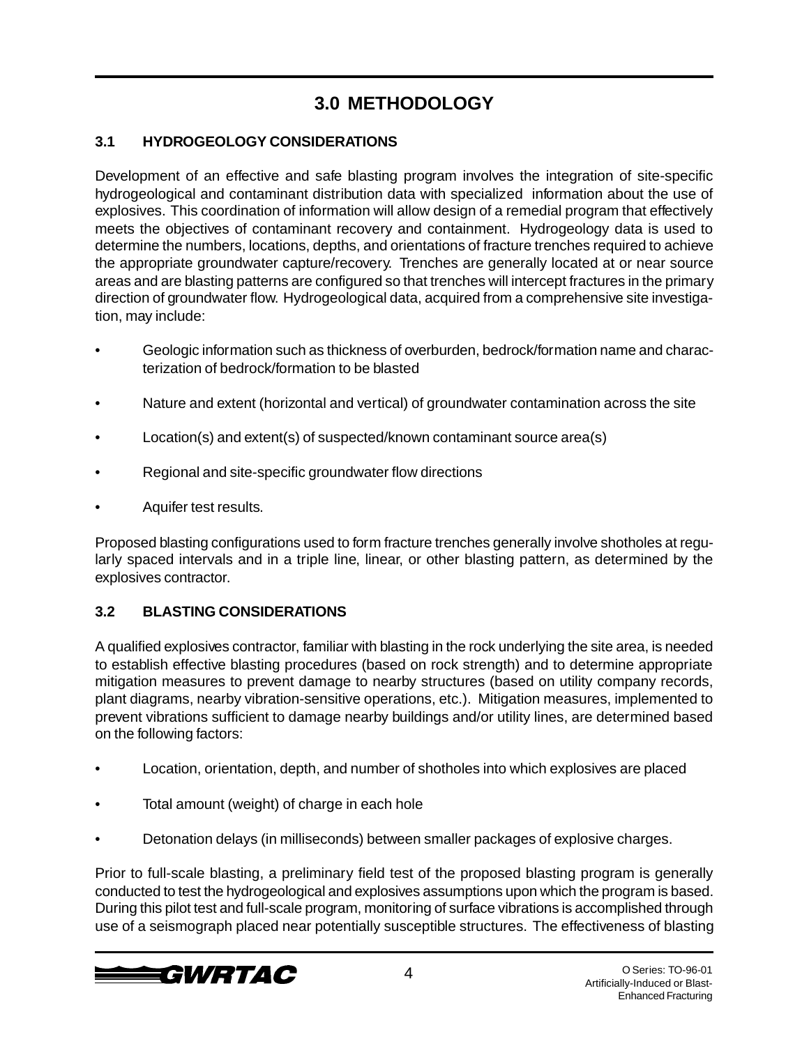## 3.0 METHODOLOGY

### 3.1 HYDROGEOLOGY CONSIDERATIONS

Development of an effective and safe blasting program involves the integration of site-specific hydrogeological and contaminant distribution data with specialized information about the use of explosives. This coordination of information will allow design of a remedial program that effectively meets the objectives of contaminant recovery and containment. Hydrogeology data is used to determine the numbers, locations, depths, and orientations of fracture trenches required to achieve the appropriate groundwater capture/recovery. Trenches are generally located at or near source areas and are blasting patterns are configured so that trenches will intercept fractures in the primary direction of groundwater flow. Hydrogeological data, acquired from a comprehensive site investigation, may include:

- Geologic information such as thickness of overburden, bedrock/formation name and characterization of bedrock/formation to be blasted
- Nature and extent (horizontal and vertical) of groundwater contamination across the site
- Location(s) and extent(s) of suspected/known contaminant source area(s)
- Regional and site-specific groundwater flow directions
- Aquifer test results.

Proposed blasting configurations used to form fracture trenches generally involve shotholes at regularly spaced intervals and in a triple line, linear, or other blasting pattern, as determined by the explosives contractor.

### 3.2 BLASTING CONSIDERATIONS

A qualified explosives contractor, familiar with blasting in the rock underlying the site area, is needed to establish effective blasting procedures (based on rock strength) and to determine appropriate mitigation measures to prevent damage to nearby structures (based on utility company records, plant diagrams, nearby vibration-sensitive operations, etc.). Mitigation measures, implemented to prevent vibrations sufficient to damage nearby buildings and/or utility lines, are determined based on the following factors:

- Location, orientation, depth, and number of shotholes into which explosives are placed
- Total amount (weight) of charge in each hole
- Detonation delays (in milliseconds) between smaller packages of explosive charges.

Prior to full-scale blasting, a preliminary field test of the proposed blasting program is generally conducted to test the hydrogeological and explosives assumptions upon which the program is based. During this pilot test and full-scale program, monitoring of surface vibrations is accomplished through use of a seismograph placed near potentially susceptible structures. The effectiveness of blasting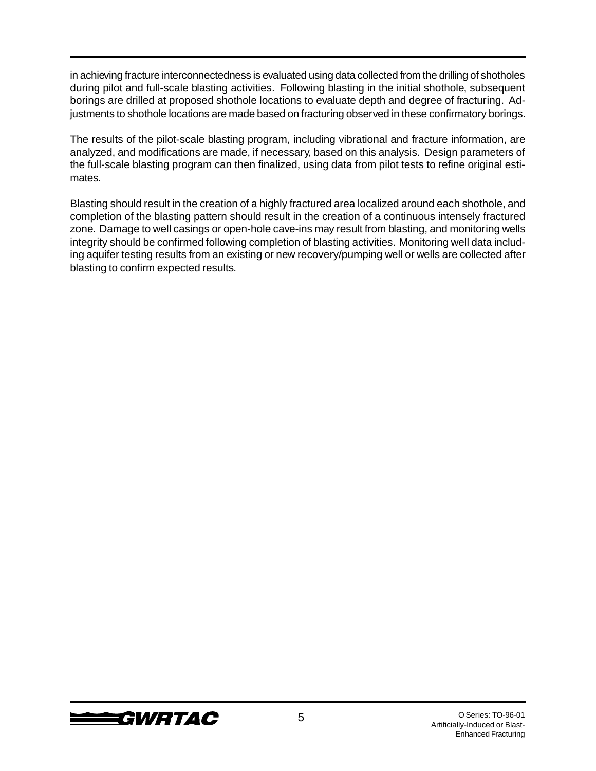in achieving fracture interconnectedness is evaluated using data collected from the drilling of shotholes during pilot and full-scale blasting activities. Following blasting in the initial shothole, subsequent borings are drilled at proposed shothole locations to evaluate depth and degree of fracturing. Adjustments to shothole locations are made based on fracturing observed in these confirmatory borings.

The results of the pilot-scale blasting program, including vibrational and fracture information, are analyzed, and modifications are made, if necessary, based on this analysis. Design parameters of the full-scale blasting program can then finalized, using data from pilot tests to refine original estimates.

Blasting should result in the creation of a highly fractured area localized around each shothole, and completion of the blasting pattern should result in the creation of a continuous intensely fractured zone. Damage to well casings or open-hole cave-ins may result from blasting, and monitoring wells integrity should be confirmed following completion of blasting activities. Monitoring well data including aquifer testing results from an existing or new recovery/pumping well or wells are collected after blasting to confirm expected results.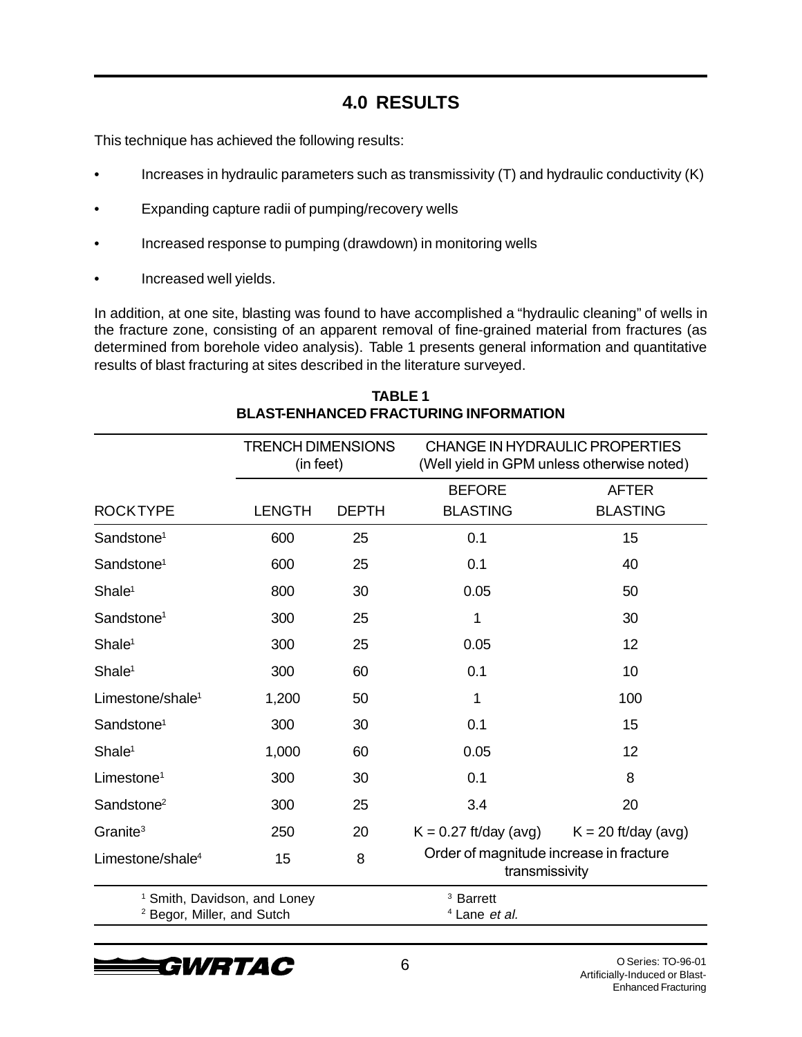## 4.0 RESULTS

This technique has achieved the following results:

- Increases in hydraulic parameters such as transmissivity (T) and hydraulic conductivity (K)
- Expanding capture radii of pumping/recovery wells
- Increased response to pumping (drawdown) in monitoring wells
- Increased well yields.

In addition, at one site, blasting was found to have accomplished a "hydraulic cleaning" of wells in the fracture zone, consisting of an apparent removal of fine-grained material from fractures (as determined from borehole video analysis). Table 1 presents general information and quantitative results of blast fracturing at sites described in the literature surveyed.

**TABLE 1**
**BLAST-ENHANCED FRACTURING INFORMATION**

| | TRENCH DIMENSIONS (in feet) | | CHANGE IN HYDRAULIC PROPERTIES (Well yield in GPM unless otherwise noted) | |
|---|---|---|---|---|
| ROCK TYPE | LENGTH | DEPTH | BEFORE BLASTING | AFTER BLASTING |
| Sandstone[1] | 600 | 25 | 0.1 | 15 |
| Sandstone[1] | 600 | 25 | 0.1 | 40 |
| Shale[1] | 800 | 30 | 0.05 | 50 |
| Sandstone[1] | 300 | 25 | 1 | 30 |
| Shale[1] | 300 | 25 | 0.05 | 12 |
| Shale[1] | 300 | 60 | 0.1 | 10 |
| Limestone/shale[1] | 1,200 | 50 | 1 | 100 |
| Sandstone[1] | 300 | 30 | 0.1 | 15 |
| Shale[1] | 1,000 | 60 | 0.05 | 12 |
| Limestone[1] | 300 | 30 | 0.1 | 8 |
| Sandstone[2] | 300 | 25 | 3.4 | 20 |
| Granite[3] | 250 | 20 | K = 0.27 ft/day (avg) | K = 20 ft/day (avg) |
| Limestone/shale[4] | 15 | 8 | Order of magnitude increase in fracture transmissivity | |

[1] Smith, Davidson, and Loney
[2] Begor, Miller, and Sutch
[3] Barrett
[4] Lane *et al.*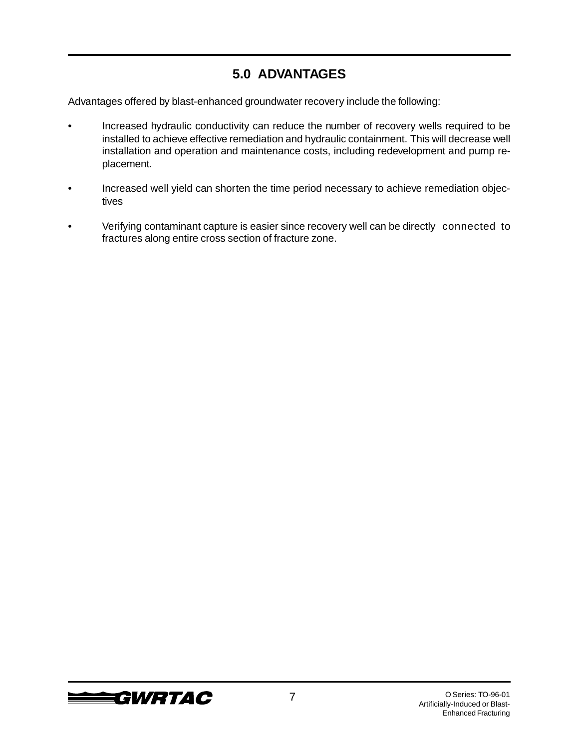## 5.0 ADVANTAGES

Advantages offered by blast-enhanced groundwater recovery include the following:

- Increased hydraulic conductivity can reduce the number of recovery wells required to be installed to achieve effective remediation and hydraulic containment. This will decrease well installation and operation and maintenance costs, including redevelopment and pump replacement.

- Increased well yield can shorten the time period necessary to achieve remediation objectives

- Verifying contaminant capture is easier since recovery well can be directly connected to fractures along entire cross section of fracture zone.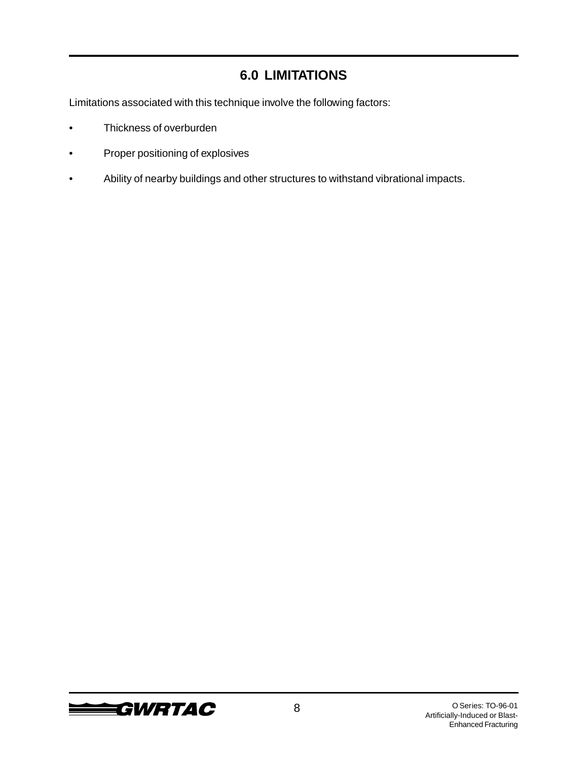## 6.0 LIMITATIONS

Limitations associated with this technique involve the following factors:

- Thickness of overburden
- Proper positioning of explosives
- Ability of nearby buildings and other structures to withstand vibrational impacts.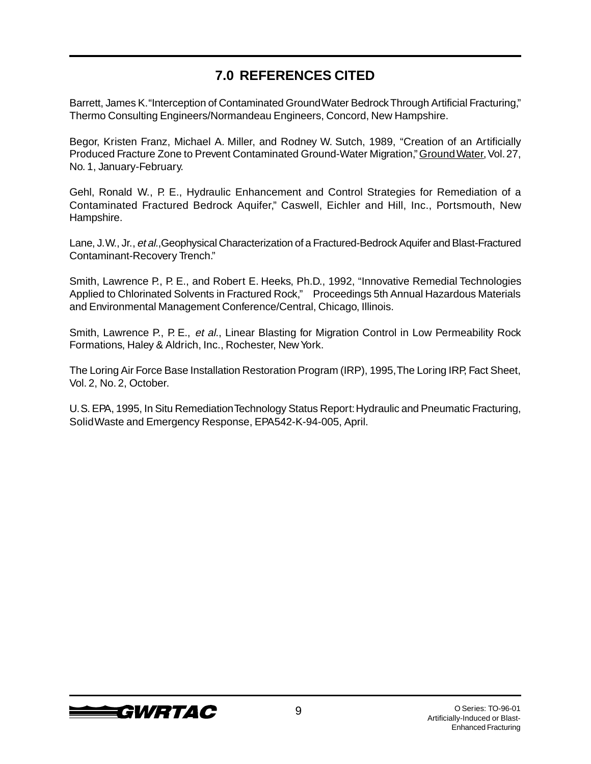# 7.0 REFERENCES CITED

Barrett, James K. "Interception of Contaminated Ground Water Bedrock Through Artificial Fracturing," Thermo Consulting Engineers/Normandeau Engineers, Concord, New Hampshire.

Begor, Kristen Franz, Michael A. Miller, and Rodney W. Sutch, 1989, "Creation of an Artificially Produced Fracture Zone to Prevent Contaminated Ground-Water Migration," Ground Water, Vol. 27, No. 1, January-February.

Gehl, Ronald W., P. E., Hydraulic Enhancement and Control Strategies for Remediation of a Contaminated Fractured Bedrock Aquifer," Caswell, Eichler and Hill, Inc., Portsmouth, New Hampshire.

Lane, J.W., Jr., *et al.*, Geophysical Characterization of a Fractured-Bedrock Aquifer and Blast-Fractured Contaminant-Recovery Trench."

Smith, Lawrence P., P. E., and Robert E. Heeks, Ph.D., 1992, "Innovative Remedial Technologies Applied to Chlorinated Solvents in Fractured Rock," Proceedings 5th Annual Hazardous Materials and Environmental Management Conference/Central, Chicago, Illinois.

Smith, Lawrence P., P. E., *et al.*, Linear Blasting for Migration Control in Low Permeability Rock Formations, Haley & Aldrich, Inc., Rochester, New York.

The Loring Air Force Base Installation Restoration Program (IRP), 1995, The Loring IRP, Fact Sheet, Vol. 2, No. 2, October.

U. S. EPA, 1995, In Situ Remediation Technology Status Report: Hydraulic and Pneumatic Fracturing, Solid Waste and Emergency Response, EPA542-K-94-005, April.